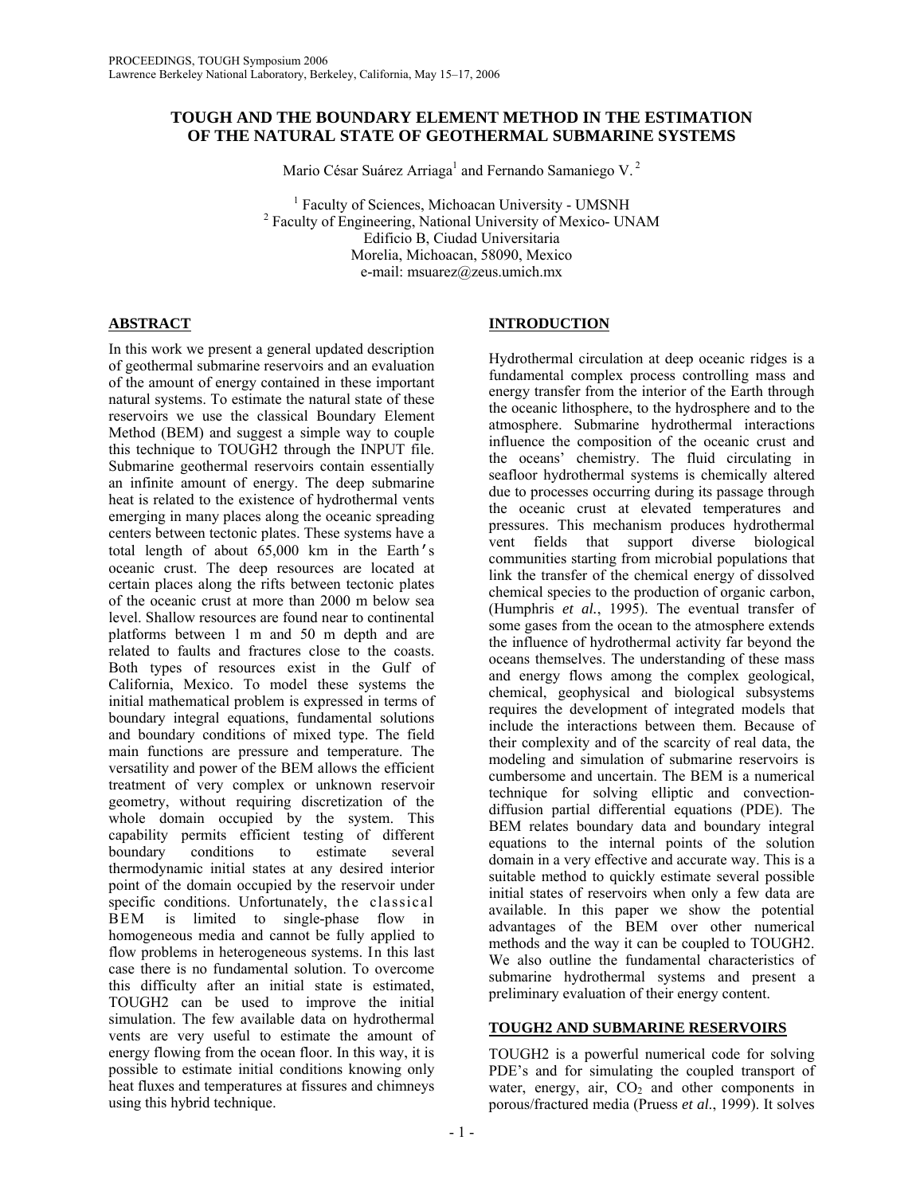# TOUGH AND THE BOUNDARY ELEMENT METHOD IN THE ESTIMATION OF THE NATURAL STATE OF GEOTHERMAL SUBMARINE SYSTEMS

Mario César Suárez Arriaga[1] and Fernando Samaniego V. [2]

[1] Faculty of Sciences, Michoacan University - UMSNH
[2] Faculty of Engineering, National University of Mexico- UNAM
Edificio B, Ciudad Universitaria
Morelia, Michoacan, 58090, Mexico
e-mail: msuarez@zeus.umich.mx

## ABSTRACT

In this work we present a general updated description of geothermal submarine reservoirs and an evaluation of the amount of energy contained in these important natural systems. To estimate the natural state of these reservoirs we use the classical Boundary Element Method (BEM) and suggest a simple way to couple this technique to TOUGH2 through the INPUT file. Submarine geothermal reservoirs contain essentially an infinite amount of energy. The deep submarine heat is related to the existence of hydrothermal vents emerging in many places along the oceanic spreading centers between tectonic plates. These systems have a total length of about 65,000 km in the Earth's oceanic crust. The deep resources are located at certain places along the rifts between tectonic plates of the oceanic crust at more than 2000 m below sea level. Shallow resources are found near to continental platforms between 1 m and 50 m depth and are related to faults and fractures close to the coasts. Both types of resources exist in the Gulf of California, Mexico. To model these systems the initial mathematical problem is expressed in terms of boundary integral equations, fundamental solutions and boundary conditions of mixed type. The field main functions are pressure and temperature. The versatility and power of the BEM allows the efficient treatment of very complex or unknown reservoir geometry, without requiring discretization of the whole domain occupied by the system. This capability permits efficient testing of different boundary conditions to estimate several thermodynamic initial states at any desired interior point of the domain occupied by the reservoir under specific conditions. Unfortunately, the classical BEM is limited to single-phase flow in homogeneous media and cannot be fully applied to flow problems in heterogeneous systems. In this last case there is no fundamental solution. To overcome this difficulty after an initial state is estimated, TOUGH2 can be used to improve the initial simulation. The few available data on hydrothermal vents are very useful to estimate the amount of energy flowing from the ocean floor. In this way, it is possible to estimate initial conditions knowing only heat fluxes and temperatures at fissures and chimneys using this hybrid technique.

## INTRODUCTION

Hydrothermal circulation at deep oceanic ridges is a fundamental complex process controlling mass and energy transfer from the interior of the Earth through the oceanic lithosphere, to the hydrosphere and to the atmosphere. Submarine hydrothermal interactions influence the composition of the oceanic crust and the oceans' chemistry. The fluid circulating in seafloor hydrothermal systems is chemically altered due to processes occurring during its passage through the oceanic crust at elevated temperatures and pressures. This mechanism produces hydrothermal vent fields that support diverse biological communities starting from microbial populations that link the transfer of the chemical energy of dissolved chemical species to the production of organic carbon, (Humphris *et al.*, 1995). The eventual transfer of some gases from the ocean to the atmosphere extends the influence of hydrothermal activity far beyond the oceans themselves. The understanding of these mass and energy flows among the complex geological, chemical, geophysical and biological subsystems requires the development of integrated models that include the interactions between them. Because of their complexity and of the scarcity of real data, the modeling and simulation of submarine reservoirs is cumbersome and uncertain. The BEM is a numerical technique for solving elliptic and convection-diffusion partial differential equations (PDE). The BEM relates boundary data and boundary integral equations to the internal points of the solution domain in a very effective and accurate way. This is a suitable method to quickly estimate several possible initial states of reservoirs when only a few data are available. In this paper we show the potential advantages of the BEM over other numerical methods and the way it can be coupled to TOUGH2. We also outline the fundamental characteristics of submarine hydrothermal systems and present a preliminary evaluation of their energy content.

## TOUGH2 AND SUBMARINE RESERVOIRS

TOUGH2 is a powerful numerical code for solving PDE's and for simulating the coupled transport of water, energy, air, $CO_2$ and other components in porous/fractured media (Pruess *et al.*, 1999). It solves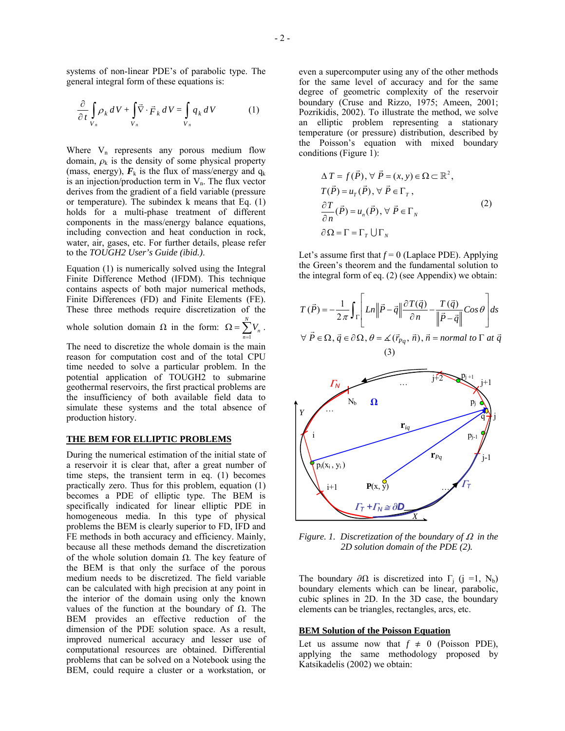systems of non-linear PDE's of parabolic type. The general integral form of these equations is:

$$\frac{\partial}{\partial t}\int_{V_n} \rho_k \, dV + \int_{V_n} \vec{\nabla}\cdot\vec{F}_k \, dV = \int_{V_n} q_k \, dV \qquad (1)$$

Where $V_n$ represents any porous medium flow domain, $\rho_k$ is the density of some physical property (mass, energy), $\boldsymbol{F}_k$ is the flux of mass/energy and $q_k$ is an injection/production term in $V_n$. The flux vector derives from the gradient of a field variable (pressure or temperature). The subindex k means that Eq. (1) holds for a multi-phase treatment of different components in the mass/energy balance equations, including convection and heat conduction in rock, water, air, gases, etc. For further details, please refer to the *TOUGH2 User's Guide (ibid.).*

Equation (1) is numerically solved using the Integral Finite Difference Method (IFDM). This technique contains aspects of both major numerical methods, Finite Differences (FD) and Finite Elements (FE). These three methods require discretization of the whole solution domain $\Omega$ in the form: $\Omega = \sum_{n=1}^{N} V_n$. The need to discretize the whole domain is the main reason for computation cost and of the total CPU time needed to solve a particular problem. In the potential application of TOUGH2 to submarine geothermal reservoirs, the first practical problems are the insufficiency of both available field data to simulate these systems and the total absence of production history.

## THE BEM FOR ELLIPTIC PROBLEMS

During the numerical estimation of the initial state of a reservoir it is clear that, after a great number of time steps, the transient term in eq. (1) becomes practically zero. Thus for this problem, equation (1) becomes a PDE of elliptic type. The BEM is specifically indicated for linear elliptic PDE in homogeneous media. In this type of physical problems the BEM is clearly superior to FD, IFD and FE methods in both accuracy and efficiency. Mainly, because all these methods demand the discretization of the whole solution domain $\Omega$. The key feature of the BEM is that only the surface of the porous medium needs to be discretized. The field variable can be calculated with high precision at any point in the interior of the domain using only the known values of the function at the boundary of $\Omega$. The BEM provides an effective reduction of the dimension of the PDE solution space. As a result, improved numerical accuracy and lesser use of computational resources are obtained. Differential problems that can be solved on a Notebook using the BEM, could require a cluster or a workstation, or even a supercomputer using any of the other methods for the same level of accuracy and for the same degree of geometric complexity of the reservoir boundary (Cruse and Rizzo, 1975; Ameen, 2001; Pozrikidis, 2002). To illustrate the method, we solve an elliptic problem representing a stationary temperature (or pressure) distribution, described by the Poisson's equation with mixed boundary conditions (Figure 1):

$$\begin{aligned}
&\Delta T = f(\vec{P}),\ \forall\ \vec{P} = (x,y) \in \Omega \subset \mathbb{R}^2, \\
&T(\vec{P}) = u_T(\vec{P}),\ \forall\ \vec{P} \in \Gamma_T, \\
&\frac{\partial T}{\partial n}(\vec{P}) = u_n(\vec{P}),\ \forall\ \vec{P} \in \Gamma_N \\
&\partial\Omega = \Gamma = \Gamma_T \cup \Gamma_N
\end{aligned} \qquad (2)$$

Let's assume first that $f = 0$ (Laplace PDE). Applying the Green's theorem and the fundamental solution to the integral form of eq. (2) (see Appendix) we obtain:

$$T(\vec{P}) = -\frac{1}{2\pi}\int_{\Gamma}\left[ Ln\left\|\vec{P}-\vec{q}\right\| \frac{\partial T(\vec{q})}{\partial n} - \frac{T(\vec{q})}{\left\|\vec{P}-\vec{q}\right\|} Cos\,\theta \right] ds$$

$$\forall\ \vec{P} \in \Omega, \vec{q} \in \partial\Omega, \theta = \measuredangle(\vec{r}_{Pq}, \vec{n}), \vec{n} = normal\ to\ \Gamma\ at\ \vec{q} \qquad (3)$$

*Figure. 1. Discretization of the boundary of $\Omega$ in the 2D solution domain of the PDE (2).*

The boundary $\partial\Omega$ is discretized into $\Gamma_j$ ($j = 1, N_b$) boundary elements which can be linear, parabolic, cubic splines in 2D. In the 3D case, the boundary elements can be triangles, rectangles, arcs, etc.

## BEM Solution of the Poisson Equation

Let us assume now that $f \neq 0$ (Poisson PDE), applying the same methodology proposed by Katsikadelis (2002) we obtain: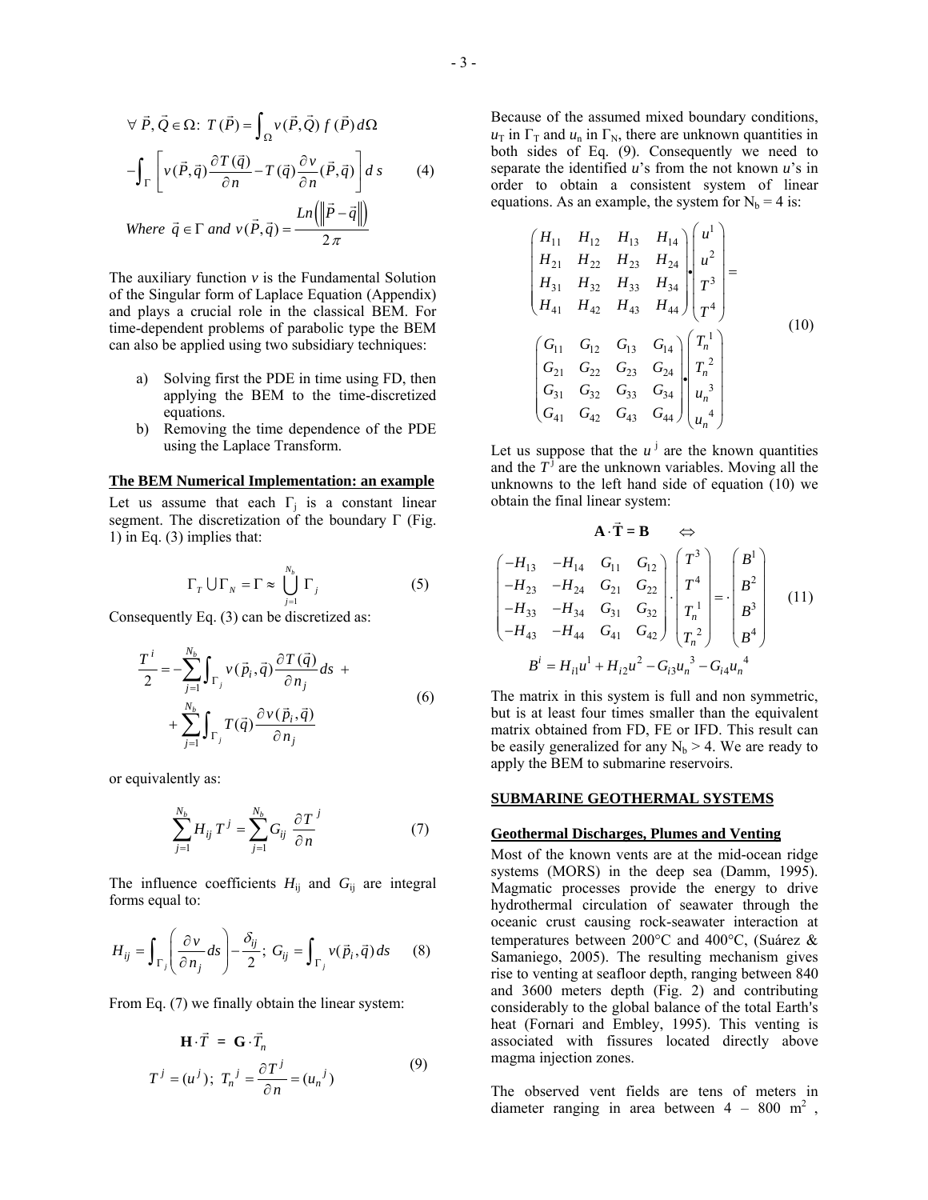$$\forall\ \vec{P},\vec{Q} \in \Omega:\ T(\vec{P}) = \int_{\Omega} v(\vec{P},\vec{Q})\ f(\vec{P})\, d\Omega$$

$$-\int_{\Gamma}\left[ v(\vec{P},\vec{q})\frac{\partial T(\vec{q})}{\partial n} - T(\vec{q})\frac{\partial v}{\partial n}(\vec{P},\vec{q})\right] d\,s \qquad (4)$$

$$\textit{Where}\ \ \vec{q} \in \Gamma\ \textit{and}\ \ v(\vec{P},\vec{q}) = \frac{Ln\left(\left\|\vec{P}-\vec{q}\right\|\right)}{2\pi}$$

The auxiliary function $v$ is the Fundamental Solution of the Singular form of Laplace Equation (Appendix) and plays a crucial role in the classical BEM. For time-dependent problems of parabolic type the BEM can also be applied using two subsidiary techniques:

a) Solving first the PDE in time using FD, then applying the BEM to the time-discretized equations.
b) Removing the time dependence of the PDE using the Laplace Transform.

### The BEM Numerical Implementation: an example

Let us assume that each $\Gamma_j$ is a constant linear segment. The discretization of the boundary $\Gamma$ (Fig. 1) in Eq. (3) implies that:

$$\Gamma_T \bigcup \Gamma_N = \Gamma \approx \bigcup_{j=1}^{N_b} \Gamma_j \qquad (5)$$

Consequently Eq. (3) can be discretized as:

$$\frac{T^i}{2} = -\sum_{j=1}^{N_b}\int_{\Gamma_j} v(\vec{p}_i,\vec{q})\frac{\partial T(\vec{q})}{\partial n_j} ds \ + \\ + \sum_{j=1}^{N_b}\int_{\Gamma_j} T(\vec{q})\frac{\partial v(\vec{p}_i,\vec{q})}{\partial n_j} \qquad (6)$$

or equivalently as:

$$\sum_{j=1}^{N_b} H_{ij}\, T^j = \sum_{j=1}^{N_b} G_{ij}\ \frac{\partial T^{\ j}}{\partial n} \qquad (7)$$

The influence coefficients $H_{ij}$ and $G_{ij}$ are integral forms equal to:

$$H_{ij} = \int_{\Gamma_j}\left(\frac{\partial v}{\partial n_j} ds\right) - \frac{\delta_{ij}}{2};\ G_{ij} = \int_{\Gamma_j} v(\vec{p}_i,\vec{q})\, ds \qquad (8)$$

From Eq. (7) we finally obtain the linear system:

$$\mathbf{H}\cdot\vec{T} \ = \ \mathbf{G}\cdot\vec{T}_n$$
$$T^j = (u^j);\ T_n^{\ j} = \frac{\partial T^j}{\partial n} = (u_n^{\ j}) \qquad (9)$$

Because of the assumed mixed boundary conditions, $u_T$ in $\Gamma_T$ and $u_n$ in $\Gamma_N$, there are unknown quantities in both sides of Eq. (9). Consequently we need to separate the identified $u$'s from the not known $u$'s in order to obtain a consistent system of linear equations. As an example, the system for $N_b = 4$ is:

$$\begin{pmatrix} H_{11} & H_{12} & H_{13} & H_{14} \\ H_{21} & H_{22} & H_{23} & H_{24} \\ H_{31} & H_{32} & H_{33} & H_{34} \\ H_{41} & H_{42} & H_{43} & H_{44} \end{pmatrix} \bullet \begin{pmatrix} u^1 \\ u^2 \\ T^3 \\ T^4 \end{pmatrix} = \\ \begin{pmatrix} G_{11} & G_{12} & G_{13} & G_{14} \\ G_{21} & G_{22} & G_{23} & G_{24} \\ G_{31} & G_{32} & G_{33} & G_{34} \\ G_{41} & G_{42} & G_{43} & G_{44} \end{pmatrix} \bullet \begin{pmatrix} T_n^{\ 1} \\ T_n^{\ 2} \\ u_n^{\ 3} \\ u_n^{\ 4} \end{pmatrix} \qquad (10)$$

Let us suppose that the $u^{\,j}$ are the known quantities and the $T^{\,j}$ are the unknown variables. Moving all the unknowns to the left hand side of equation (10) we obtain the final linear system:

$$\mathbf{A}\cdot\vec{\mathbf{T}} = \mathbf{B} \qquad \Leftrightarrow$$

$$\begin{pmatrix} -H_{13} & -H_{14} & G_{11} & G_{12} \\ -H_{23} & -H_{24} & G_{21} & G_{22} \\ -H_{33} & -H_{34} & G_{31} & G_{32} \\ -H_{43} & -H_{44} & G_{41} & G_{42} \end{pmatrix} \cdot \begin{pmatrix} T^3 \\ T^4 \\ T_n^{\ 1} \\ T_n^{\ 2} \end{pmatrix} = \cdot \begin{pmatrix} B^1 \\ B^2 \\ B^3 \\ B^4 \end{pmatrix} \qquad (11)$$

$$B^i = H_{i1}u^1 + H_{i2}u^2 - G_{i3}u_n^{\ 3} - G_{i4}u_n^{\ 4}$$

The matrix in this system is full and non symmetric, but is at least four times smaller than the equivalent matrix obtained from FD, FE or IFD. This result can be easily generalized for any $N_b > 4$. We are ready to apply the BEM to submarine reservoirs.

## SUBMARINE GEOTHERMAL SYSTEMS

### Geothermal Discharges, Plumes and Venting

Most of the known vents are at the mid-ocean ridge systems (MORS) in the deep sea (Damm, 1995). Magmatic processes provide the energy to drive hydrothermal circulation of seawater through the oceanic crust causing rock-seawater interaction at temperatures between 200°C and 400°C, (Suárez & Samaniego, 2005). The resulting mechanism gives rise to venting at seafloor depth, ranging between 840 and 3600 meters depth (Fig. 2) and contributing considerably to the global balance of the total Earth's heat (Fornari and Embley, 1995). This venting is associated with fissures located directly above magma injection zones.

The observed vent fields are tens of meters in diameter ranging in area between 4 – 800 m$^2$ ,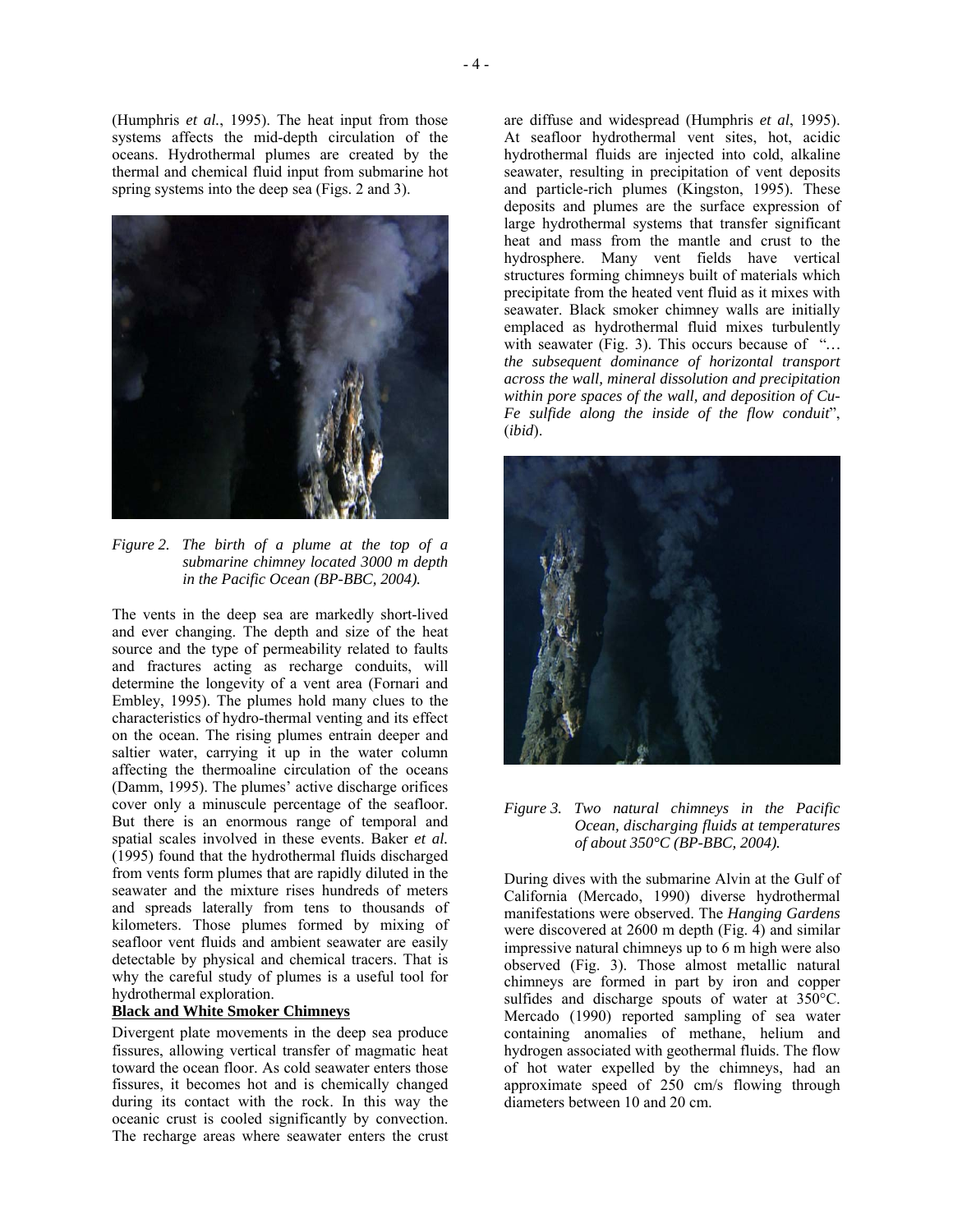(Humphris *et al.*, 1995). The heat input from those systems affects the mid-depth circulation of the oceans. Hydrothermal plumes are created by the thermal and chemical fluid input from submarine hot spring systems into the deep sea (Figs. 2 and 3).

*Figure 2. The birth of a plume at the top of a submarine chimney located 3000 m depth in the Pacific Ocean (BP-BBC, 2004).*

The vents in the deep sea are markedly short-lived and ever changing. The depth and size of the heat source and the type of permeability related to faults and fractures acting as recharge conduits, will determine the longevity of a vent area (Fornari and Embley, 1995). The plumes hold many clues to the characteristics of hydro-thermal venting and its effect on the ocean. The rising plumes entrain deeper and saltier water, carrying it up in the water column affecting the thermoaline circulation of the oceans (Damm, 1995). The plumes' active discharge orifices cover only a minuscule percentage of the seafloor. But there is an enormous range of temporal and spatial scales involved in these events. Baker *et al.* (1995) found that the hydrothermal fluids discharged from vents form plumes that are rapidly diluted in the seawater and the mixture rises hundreds of meters and spreads laterally from tens to thousands of kilometers. Those plumes formed by mixing of seafloor vent fluids and ambient seawater are easily detectable by physical and chemical tracers. That is why the careful study of plumes is a useful tool for hydrothermal exploration.

## Black and White Smoker Chimneys

Divergent plate movements in the deep sea produce fissures, allowing vertical transfer of magmatic heat toward the ocean floor. As cold seawater enters those fissures, it becomes hot and is chemically changed during its contact with the rock. In this way the oceanic crust is cooled significantly by convection. The recharge areas where seawater enters the crust are diffuse and widespread (Humphris *et al*, 1995). At seafloor hydrothermal vent sites, hot, acidic hydrothermal fluids are injected into cold, alkaline seawater, resulting in precipitation of vent deposits and particle-rich plumes (Kingston, 1995). These deposits and plumes are the surface expression of large hydrothermal systems that transfer significant heat and mass from the mantle and crust to the hydrosphere. Many vent fields have vertical structures forming chimneys built of materials which precipitate from the heated vent fluid as it mixes with seawater. Black smoker chimney walls are initially emplaced as hydrothermal fluid mixes turbulently with seawater (Fig. 3). This occurs because of "*… the subsequent dominance of horizontal transport across the wall, mineral dissolution and precipitation within pore spaces of the wall, and deposition of Cu-Fe sulfide along the inside of the flow conduit*", (*ibid*).

*Figure 3. Two natural chimneys in the Pacific Ocean, discharging fluids at temperatures of about 350°C (BP-BBC, 2004).*

During dives with the submarine Alvin at the Gulf of California (Mercado, 1990) diverse hydrothermal manifestations were observed. The *Hanging Gardens* were discovered at 2600 m depth (Fig. 4) and similar impressive natural chimneys up to 6 m high were also observed (Fig. 3). Those almost metallic natural chimneys are formed in part by iron and copper sulfides and discharge spouts of water at 350°C. Mercado (1990) reported sampling of sea water containing anomalies of methane, helium and hydrogen associated with geothermal fluids. The flow of hot water expelled by the chimneys, had an approximate speed of 250 cm/s flowing through diameters between 10 and 20 cm.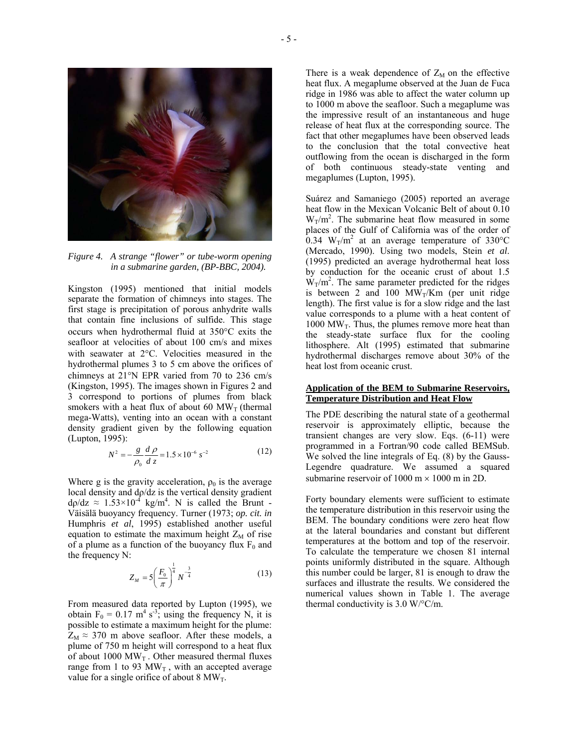*Figure 4. A strange "flower" or tube-worm opening in a submarine garden, (BP-BBC, 2004).*

Kingston (1995) mentioned that initial models separate the formation of chimneys into stages. The first stage is precipitation of porous anhydrite walls that contain fine inclusions of sulfide. This stage occurs when hydrothermal fluid at 350°C exits the seafloor at velocities of about 100 cm/s and mixes with seawater at 2°C. Velocities measured in the hydrothermal plumes 3 to 5 cm above the orifices of chimneys at 21°N EPR varied from 70 to 236 cm/s (Kingston, 1995). The images shown in Figures 2 and 3 correspond to portions of plumes from black smokers with a heat flux of about 60 $MW_T$ (thermal mega-Watts), venting into an ocean with a constant density gradient given by the following equation (Lupton, 1995):

$$N^2 = -\frac{g}{\rho_0}\frac{d\,\rho}{d\,z} = 1.5 \times 10^{-6}\ s^{-2} \tag{12}$$

Where g is the gravity acceleration, $\rho_0$ is the average local density and $d\rho/dz$ is the vertical density gradient $d\rho/dz \approx 1.53\times10^{-4}$ kg/m$^4$. N is called the Brunt - Väisälä buoyancy frequency. Turner (1973; *op. cit. in* Humphris *et al*, 1995) established another useful equation to estimate the maximum height $Z_M$ of rise of a plume as a function of the buoyancy flux $F_0$ and the frequency N:

$$Z_M = 5\left(\frac{F_0}{\pi}\right)^{\frac{1}{4}} N^{-\frac{3}{4}} \tag{13}$$

From measured data reported by Lupton (1995), we obtain $F_0$ = 0.17 m$^4$ s$^{-3}$; using the frequency N, it is possible to estimate a maximum height for the plume: $Z_M \approx 370$ m above seafloor. After these models, a plume of 750 m height will correspond to a heat flux of about 1000 $MW_T$. Other measured thermal fluxes range from 1 to 93 $MW_T$, with an accepted average value for a single orifice of about 8 $MW_T$.

There is a weak dependence of $Z_M$ on the effective heat flux. A megaplume observed at the Juan de Fuca ridge in 1986 was able to affect the water column up to 1000 m above the seafloor. Such a megaplume was the impressive result of an instantaneous and huge release of heat flux at the corresponding source. The fact that other megaplumes have been observed leads to the conclusion that the total convective heat outflowing from the ocean is discharged in the form of both continuous steady-state venting and megaplumes (Lupton, 1995).

Suárez and Samaniego (2005) reported an average heat flow in the Mexican Volcanic Belt of about 0.10 $W_T/m^2$. The submarine heat flow measured in some places of the Gulf of California was of the order of 0.34 $W_T/m^2$ at an average temperature of 330°C (Mercado, 1990). Using two models, Stein *et al*. (1995) predicted an average hydrothermal heat loss by conduction for the oceanic crust of about 1.5 $W_T/m^2$. The same parameter predicted for the ridges is between 2 and 100 $MW_T$/Km (per unit ridge length). The first value is for a slow ridge and the last value corresponds to a plume with a heat content of 1000 $MW_T$. Thus, the plumes remove more heat than the steady-state surface flux for the cooling lithosphere. Alt (1995) estimated that submarine hydrothermal discharges remove about 30% of the heat lost from oceanic crust.

## Application of the BEM to Submarine Reservoirs, Temperature Distribution and Heat Flow

The PDE describing the natural state of a geothermal reservoir is approximately elliptic, because the transient changes are very slow. Eqs. (6-11) were programmed in a Fortran/90 code called BEMSub. We solved the line integrals of Eq. (8) by the Gauss-Legendre quadrature. We assumed a squared submarine reservoir of 1000 m × 1000 m in 2D.

Forty boundary elements were sufficient to estimate the temperature distribution in this reservoir using the BEM. The boundary conditions were zero heat flow at the lateral boundaries and constant but different temperatures at the bottom and top of the reservoir. To calculate the temperature we chosen 81 internal points uniformly distributed in the square. Although this number could be larger, 81 is enough to draw the surfaces and illustrate the results. We considered the numerical values shown in Table 1. The average thermal conductivity is 3.0 W/°C/m.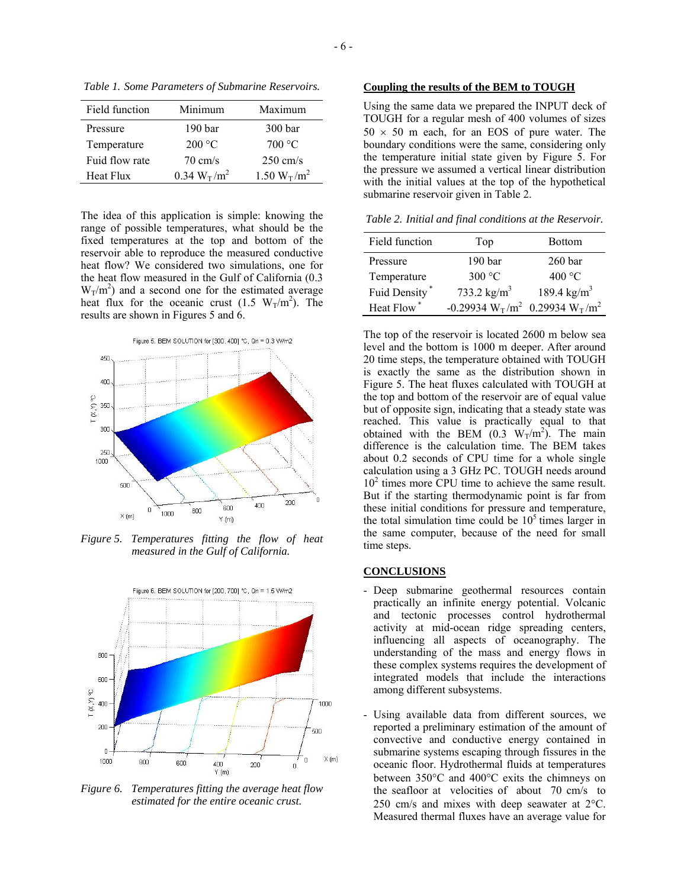*Table 1. Some Parameters of Submarine Reservoirs.*

| Field function | Minimum | Maximum |
|---|---|---|
| Pressure | 190 bar | 300 bar |
| Temperature | 200 °C | 700 °C |
| Fuid flow rate | 70 cm/s | 250 cm/s |
| Heat Flux | 0.34 $W_T/m^2$ | 1.50 $W_T/m^2$ |

The idea of this application is simple: knowing the range of possible temperatures, what should be the fixed temperatures at the top and bottom of the reservoir able to reproduce the measured conductive heat flow? We considered two simulations, one for the heat flow measured in the Gulf of California (0.3 $W_T/m^2$) and a second one for the estimated average heat flux for the oceanic crust (1.5 $W_T/m^2$). The results are shown in Figures 5 and 6.

*Figure 5. Temperatures fitting the flow of heat measured in the Gulf of California.*

*Figure 6. Temperatures fitting the average heat flow estimated for the entire oceanic crust.*

## Coupling the results of the BEM to TOUGH

Using the same data we prepared the INPUT deck of TOUGH for a regular mesh of 400 volumes of sizes 50 × 50 m each, for an EOS of pure water. The boundary conditions were the same, considering only the temperature initial state given by Figure 5. For the pressure we assumed a vertical linear distribution with the initial values at the top of the hypothetical submarine reservoir given in Table 2.

*Table 2. Initial and final conditions at the Reservoir.*

| Field function | Top | Bottom |
|---|---|---|
| Pressure | 190 bar | 260 bar |
| Temperature | 300 °C | 400 °C |
| Fuid Density * | 733.2 $kg/m^3$ | 189.4 $kg/m^3$ |
| Heat Flow * | -0.29934 $W_T/m^2$ | 0.29934 $W_T/m^2$ |

The top of the reservoir is located 2600 m below sea level and the bottom is 1000 m deeper. After around 20 time steps, the temperature obtained with TOUGH is exactly the same as the distribution shown in Figure 5. The heat fluxes calculated with TOUGH at the top and bottom of the reservoir are of equal value but of opposite sign, indicating that a steady state was reached. This value is practically equal to that obtained with the BEM (0.3 $W_T/m^2$). The main difference is the calculation time. The BEM takes about 0.2 seconds of CPU time for a whole single calculation using a 3 GHz PC. TOUGH needs around $10^2$ times more CPU time to achieve the same result. But if the starting thermodynamic point is far from these initial conditions for pressure and temperature, the total simulation time could be $10^5$ times larger in the same computer, because of the need for small time steps.

## CONCLUSIONS

- Deep submarine geothermal resources contain practically an infinite energy potential. Volcanic and tectonic processes control hydrothermal activity at mid-ocean ridge spreading centers, influencing all aspects of oceanography. The understanding of the mass and energy flows in these complex systems requires the development of integrated models that include the interactions among different subsystems.

- Using available data from different sources, we reported a preliminary estimation of the amount of convective and conductive energy contained in submarine systems escaping through fissures in the oceanic floor. Hydrothermal fluids at temperatures between 350°C and 400°C exits the chimneys on the seafloor at velocities of about 70 cm/s to 250 cm/s and mixes with deep seawater at 2°C. Measured thermal fluxes have an average value for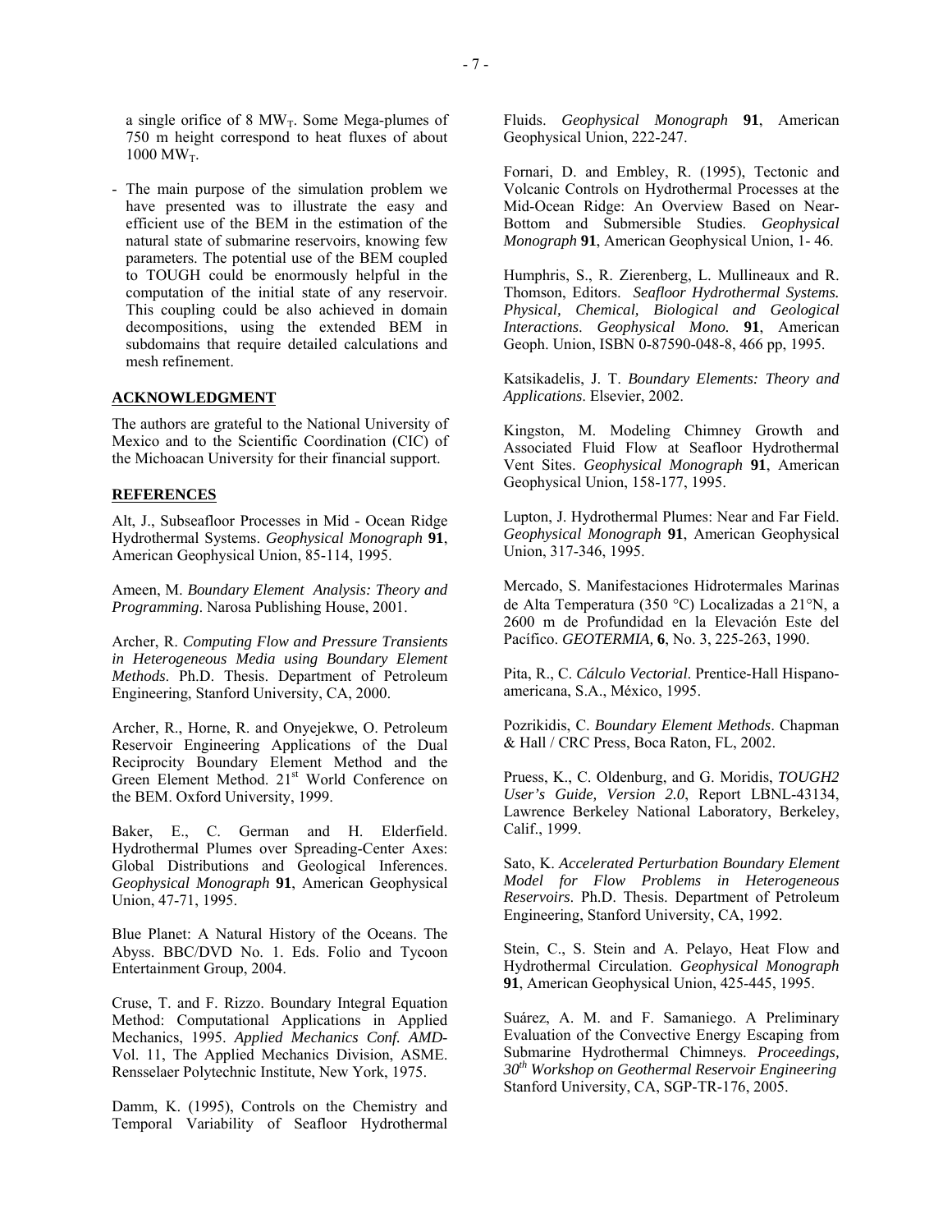a single orifice of 8 $MW_T$. Some Mega-plumes of 750 m height correspond to heat fluxes of about 1000 $MW_T$.

- The main purpose of the simulation problem we have presented was to illustrate the easy and efficient use of the BEM in the estimation of the natural state of submarine reservoirs, knowing few parameters. The potential use of the BEM coupled to TOUGH could be enormously helpful in the computation of the initial state of any reservoir. This coupling could be also achieved in domain decompositions, using the extended BEM in subdomains that require detailed calculations and mesh refinement.

## ACKNOWLEDGMENT

The authors are grateful to the National University of Mexico and to the Scientific Coordination (CIC) of the Michoacan University for their financial support.

## REFERENCES

Alt, J., Subseafloor Processes in Mid - Ocean Ridge Hydrothermal Systems. *Geophysical Monograph* **91**, American Geophysical Union, 85-114, 1995.

Ameen, M. *Boundary Element Analysis: Theory and Programming*. Narosa Publishing House, 2001.

Archer, R. *Computing Flow and Pressure Transients in Heterogeneous Media using Boundary Element Methods*. Ph.D. Thesis. Department of Petroleum Engineering, Stanford University, CA, 2000.

Archer, R., Horne, R. and Onyejekwe, O. Petroleum Reservoir Engineering Applications of the Dual Reciprocity Boundary Element Method and the Green Element Method. 21st World Conference on the BEM. Oxford University, 1999.

Baker, E., C. German and H. Elderfield. Hydrothermal Plumes over Spreading-Center Axes: Global Distributions and Geological Inferences. *Geophysical Monograph* **91**, American Geophysical Union, 47-71, 1995.

Blue Planet: A Natural History of the Oceans. The Abyss. BBC/DVD No. 1. Eds. Folio and Tycoon Entertainment Group, 2004.

Cruse, T. and F. Rizzo. Boundary Integral Equation Method: Computational Applications in Applied Mechanics, 1995. *Applied Mechanics Conf. AMD*-Vol. 11, The Applied Mechanics Division, ASME. Rensselaer Polytechnic Institute, New York, 1975.

Damm, K. (1995), Controls on the Chemistry and Temporal Variability of Seafloor Hydrothermal Fluids. *Geophysical Monograph* **91**, American Geophysical Union, 222-247.

Fornari, D. and Embley, R. (1995), Tectonic and Volcanic Controls on Hydrothermal Processes at the Mid-Ocean Ridge: An Overview Based on Near-Bottom and Submersible Studies. *Geophysical Monograph* **91**, American Geophysical Union, 1- 46.

Humphris, S., R. Zierenberg, L. Mullineaux and R. Thomson, Editors. *Seafloor Hydrothermal Systems. Physical, Chemical, Biological and Geological Interactions*. *Geophysical Mono.* **91**, American Geoph. Union, ISBN 0-87590-048-8, 466 pp, 1995.

Katsikadelis, J. T. *Boundary Elements: Theory and Applications*. Elsevier, 2002.

Kingston, M. Modeling Chimney Growth and Associated Fluid Flow at Seafloor Hydrothermal Vent Sites. *Geophysical Monograph* **91**, American Geophysical Union, 158-177, 1995.

Lupton, J. Hydrothermal Plumes: Near and Far Field. *Geophysical Monograph* **91**, American Geophysical Union, 317-346, 1995.

Mercado, S. Manifestaciones Hidrotermales Marinas de Alta Temperatura (350 °C) Localizadas a 21°N, a 2600 m de Profundidad en la Elevación Este del Pacífico. *GEOTERMIA,* **6**, No. 3, 225-263, 1990.

Pita, R., C. *Cálculo Vectorial*. Prentice-Hall Hispano-americana, S.A., México, 1995.

Pozrikidis, C. *Boundary Element Methods*. Chapman & Hall / CRC Press, Boca Raton, FL, 2002.

Pruess, K., C. Oldenburg, and G. Moridis, *TOUGH2 User's Guide, Version 2.0*, Report LBNL-43134, Lawrence Berkeley National Laboratory, Berkeley, Calif., 1999.

Sato, K. *Accelerated Perturbation Boundary Element Model for Flow Problems in Heterogeneous Reservoirs*. Ph.D. Thesis. Department of Petroleum Engineering, Stanford University, CA, 1992.

Stein, C., S. Stein and A. Pelayo, Heat Flow and Hydrothermal Circulation. *Geophysical Monograph* **91**, American Geophysical Union, 425-445, 1995.

Suárez, A. M. and F. Samaniego. A Preliminary Evaluation of the Convective Energy Escaping from Submarine Hydrothermal Chimneys. *Proceedings, 30th Workshop on Geothermal Reservoir Engineering* Stanford University, CA, SGP-TR-176, 2005.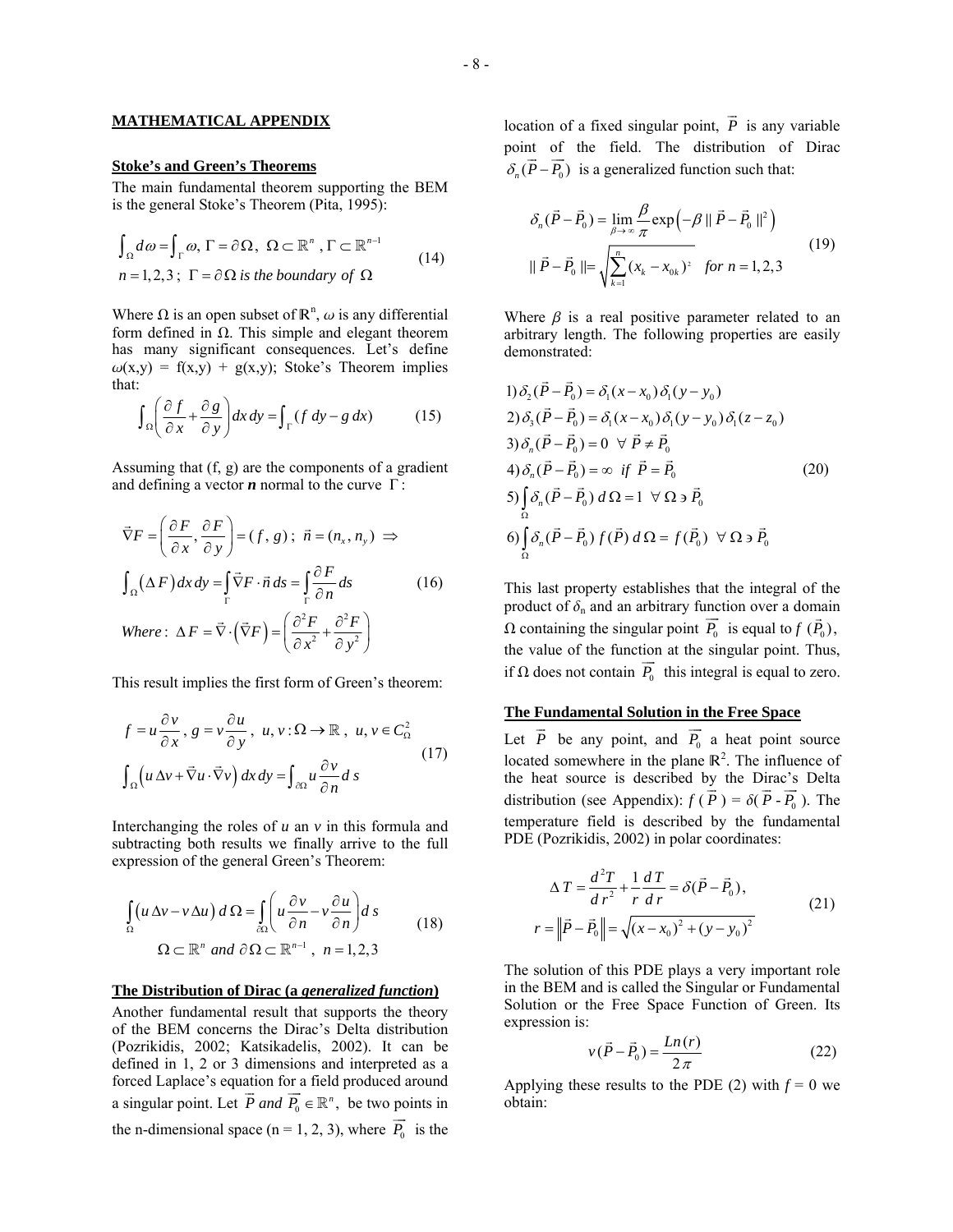## MATHEMATICAL APPENDIX

### Stoke's and Green's Theorems

The main fundamental theorem supporting the BEM is the general Stoke's Theorem (Pita, 1995):

$$
\begin{aligned}
&\int_{\Omega} d\omega = \int_{\Gamma} \omega,\ \Gamma = \partial\Omega,\ \Omega \subset \mathbb{R}^n,\ \Gamma \subset \mathbb{R}^{n-1} \\
&n = 1,2,3\ ;\ \Gamma = \partial\Omega \textit{ is the boundary of } \Omega
\end{aligned}
\tag{14}
$$

Where Ω is an open subset of $\mathbb{R}^n$, $\omega$ is any differential form defined in Ω. This simple and elegant theorem has many significant consequences. Let's define $\omega(x,y) = f(x,y) + g(x,y)$; Stoke's Theorem implies that:

$$
\int_{\Omega} \left( \frac{\partial f}{\partial x} + \frac{\partial g}{\partial y} \right) dx\, dy = \int_{\Gamma} (f\, dy - g\, dx) \tag{15}
$$

Assuming that (f, g) are the components of a gradient and defining a vector ***n*** normal to the curve Γ:

$$
\begin{aligned}
&\vec{\nabla} F = \left( \frac{\partial F}{\partial x}, \frac{\partial F}{\partial y} \right) = (f, g)\ ;\ \vec{n} = (n_x, n_y) \Rightarrow \\
&\int_{\Omega} (\Delta F)\, dx\, dy = \int_{\Gamma} \vec{\nabla} F \cdot \vec{n}\, ds = \int_{\Gamma} \frac{\partial F}{\partial n} ds \\
&\textit{Where}:\ \Delta F = \vec{\nabla} \cdot \left( \vec{\nabla} F \right) = \left( \frac{\partial^2 F}{\partial x^2} + \frac{\partial^2 F}{\partial y^2} \right)
\end{aligned}
\tag{16}
$$

This result implies the first form of Green's theorem:

$$
\begin{aligned}
&f = u \frac{\partial v}{\partial x},\ g = v \frac{\partial u}{\partial y},\ u, v : \Omega \to \mathbb{R},\ u, v \in C^2_{\Omega} \\
&\int_{\Omega} \left( u\, \Delta v + \vec{\nabla} u \cdot \vec{\nabla} v \right) dx\, dy = \int_{\partial\Omega} u \frac{\partial v}{\partial n} d\, s
\end{aligned}
\tag{17}
$$

Interchanging the roles of *u* an *v* in this formula and subtracting both results we finally arrive to the full expression of the general Green's Theorem:

$$
\begin{aligned}
&\int_{\Omega} \left( u\, \Delta v - v\, \Delta u \right) d\,\Omega = \int_{\partial\Omega} \left( u \frac{\partial v}{\partial n} - v \frac{\partial u}{\partial n} \right) d\, s \\
&\Omega \subset \mathbb{R}^n \textit{ and } \partial\Omega \subset \mathbb{R}^{n-1},\ n = 1,2,3
\end{aligned}
\tag{18}
$$

### The Distribution of Dirac (a *generalized function*)

Another fundamental result that supports the theory of the BEM concerns the Dirac's Delta distribution (Pozrikidis, 2002; Katsikadelis, 2002). It can be defined in 1, 2 or 3 dimensions and interpreted as a forced Laplace's equation for a field produced around a singular point. Let $\vec{P}$ *and* $\vec{P_0} \in \mathbb{R}^n$, be two points in the n-dimensional space (n = 1, 2, 3), where $\vec{P_0}$ is the location of a fixed singular point, $\vec{P}$ is any variable point of the field. The distribution of Dirac $\delta_n(\vec{P} - \vec{P_0})$ is a generalized function such that:

$$
\begin{aligned}
&\delta_n(\vec{P} - \vec{P_0}) = \lim_{\beta \to \infty} \frac{\beta}{\pi} \exp\left( -\beta \,\|\, \vec{P} - \vec{P_0} \,\|^2 \right) \\
&\|\, \vec{P} - \vec{P_0} \,\| = \sqrt{\sum_{k=1}^{n} (x_k - x_{0k})^2} \quad \textit{for } n = 1,2,3
\end{aligned}
\tag{19}
$$

Where $\beta$ is a real positive parameter related to an arbitrary length. The following properties are easily demonstrated:

$$
\begin{aligned}
&1)\ \delta_2(\vec{P} - \vec{P_0}) = \delta_1(x - x_0)\, \delta_1(y - y_0) \\
&2)\ \delta_3(\vec{P} - \vec{P_0}) = \delta_1(x - x_0)\, \delta_1(y - y_0)\, \delta_1(z - z_0) \\
&3)\ \delta_n(\vec{P} - \vec{P_0}) = 0 \quad \forall\ \vec{P} \neq \vec{P_0} \\
&4)\ \delta_n(\vec{P} - \vec{P_0}) = \infty \quad \textit{if } \vec{P} = \vec{P_0} \\
&5)\ \int_{\Omega} \delta_n(\vec{P} - \vec{P_0})\, d\,\Omega = 1 \quad \forall\ \Omega \ni \vec{P_0} \\
&6)\ \int_{\Omega} \delta_n(\vec{P} - \vec{P_0})\, f(\vec{P})\, d\,\Omega = f(\vec{P_0}) \quad \forall\ \Omega \ni \vec{P_0}
\end{aligned}
\tag{20}
$$

This last property establishes that the integral of the product of $\delta_n$ and an arbitrary function over a domain Ω containing the singular point $\vec{P_0}$ is equal to $f(\vec{P_0})$, the value of the function at the singular point. Thus, if Ω does not contain $\vec{P_0}$ this integral is equal to zero.

### The Fundamental Solution in the Free Space

Let $\vec{P}$ be any point, and $\vec{P_0}$ a heat point source located somewhere in the plane $\mathbb{R}^2$. The influence of the heat source is described by the Dirac's Delta distribution (see Appendix): $f(\vec{P}) = \delta(\vec{P} - \vec{P_0})$. The temperature field is described by the fundamental PDE (Pozrikidis, 2002) in polar coordinates:

$$
\begin{aligned}
&\Delta T = \frac{d^2 T}{d r^2} + \frac{1}{r} \frac{d T}{d r} = \delta(\vec{P} - \vec{P_0}), \\
&r = \left\| \vec{P} - \vec{P_0} \right\| = \sqrt{(x - x_0)^2 + (y - y_0)^2}
\end{aligned}
\tag{21}
$$

The solution of this PDE plays a very important role in the BEM and is called the Singular or Fundamental Solution or the Free Space Function of Green. Its expression is:

$$
v(\vec{P} - \vec{P_0}) = \frac{Ln(r)}{2\pi} \tag{22}
$$

Applying these results to the PDE (2) with $f = 0$ we obtain: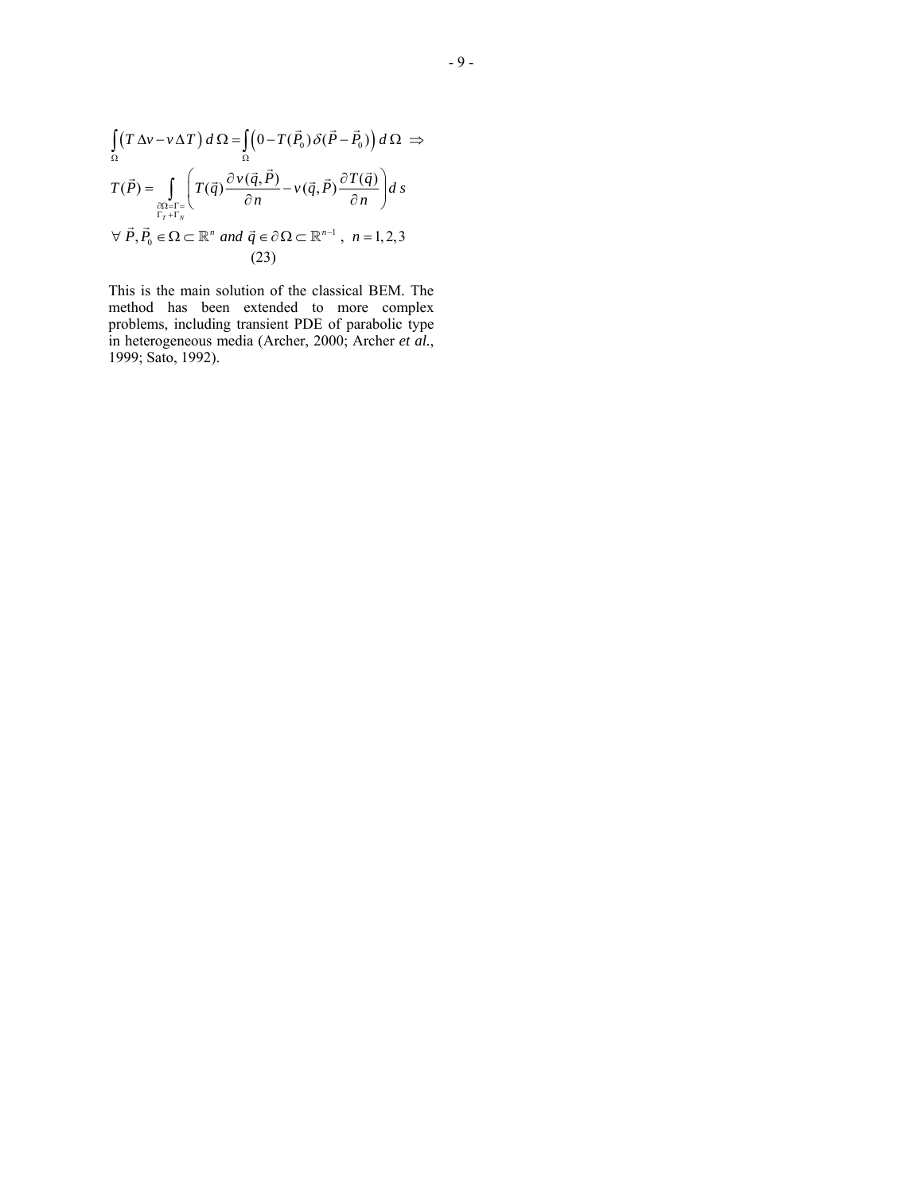$$\int_{\Omega} \left( T\,\Delta v - v\,\Delta T \right) d\,\Omega = \int_{\Omega} \left( 0 - T(\vec{P}_0)\,\delta(\vec{P} - \vec{P}_0) \right) d\,\Omega \;\Rightarrow$$

$$T(\vec{P}) = \int_{\substack{\partial\Omega = \Gamma = \\ \Gamma_T + \Gamma_N}} \left( T(\vec{q}) \frac{\partial\, v(\vec{q}, \vec{P})}{\partial\, n} - v(\vec{q}, \vec{P}) \frac{\partial\, T(\vec{q})}{\partial\, n} \right) d\, s$$

$$\forall\; \vec{P}, \vec{P}_0 \in \Omega \subset \mathbb{R}^n \; \textit{and} \; \vec{q} \in \partial\Omega \subset \mathbb{R}^{n-1} \;,\;\; n = 1, 2, 3 \tag{23}$$

This is the main solution of the classical BEM. The method has been extended to more complex problems, including transient PDE of parabolic type in heterogeneous media (Archer, 2000; Archer *et al.*, 1999; Sato, 1992).